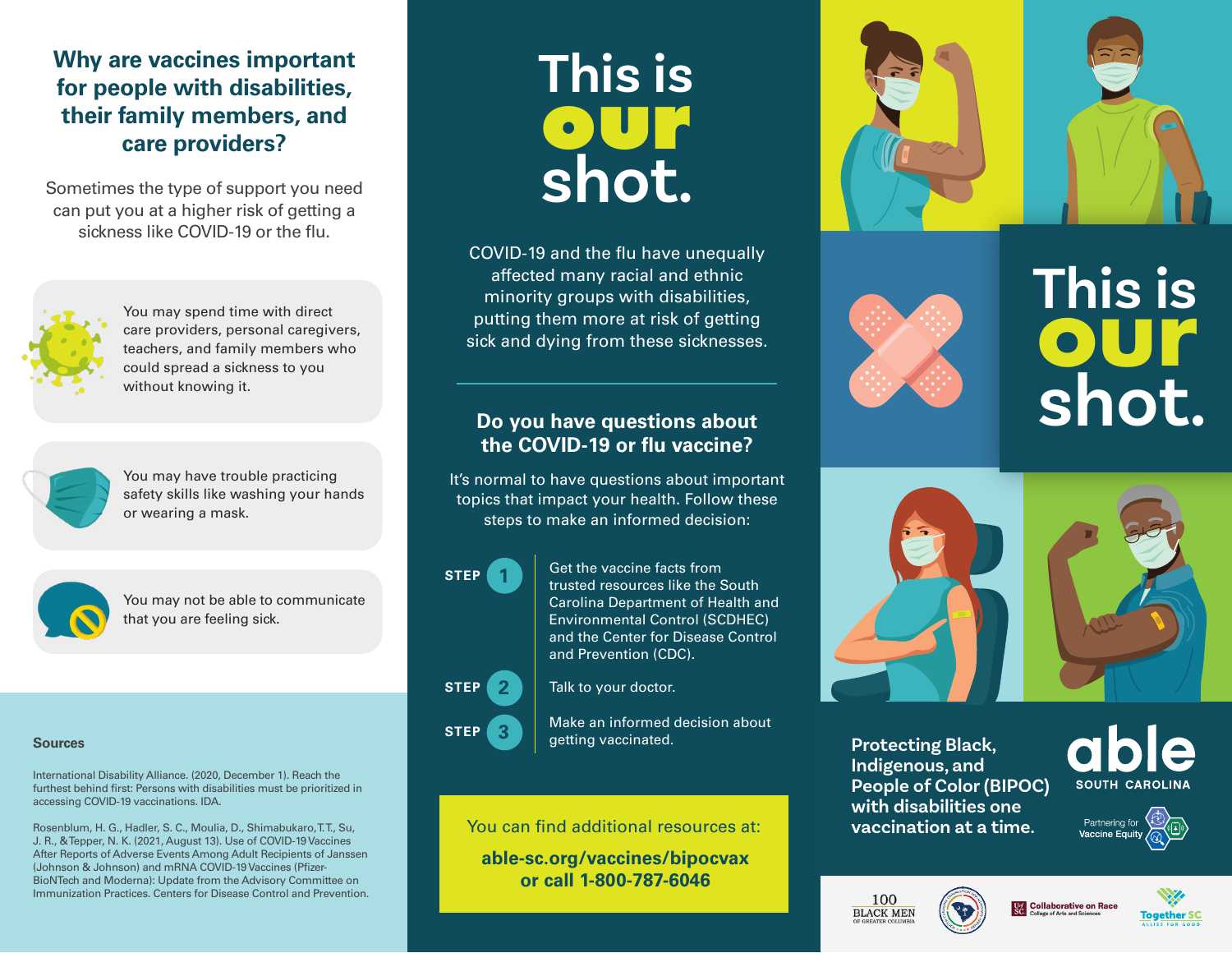## Why are vaccines important for people with disabilities, their family members, and care providers?

Sometimes the type of support you need can put you at a higher risk of getting a sickness like COVID-19 or the flu.

- You may spend time with direct care providers, personal caregivers, teachers, and family members who could spread a sickness to you without knowing it.
- You may have trouble practicing safety skills like washing your hands or wearing a mask.
- You may not be able to communicate that you are feeling sick.

### Sources

International Disability Alliance. (2020, December 1). Reach the furthest behind first: Persons with disabilities must be prioritized in accessing COVID-19 vaccinations. IDA.

Rosenblum, H. G., Hadler, S. C., Moulia, D., Shimabukaro, T.T., Su, J. R., & Tepper, N. K. (2021, August 13). Use of COVID-19 Vaccines After Reports of Adverse Events Among Adult Recipients of Janssen (Johnson & Johnson) and mRNA COVID-19 Vaccines (Pfizer-BioNTech and Moderna): Update from the Advisory Committee on Immunization Practices. Centers for Disease Control and Prevention.

# This is **our** shot.

COVID-19 and the flu have unequally affected many racial and ethnic minority groups with disabilities, putting them more at risk of getting sick and dying from these sicknesses.

## Do you have questions about the COVID-19 or flu vaccine?

It's normal to have questions about important topics that impact your health. Follow these steps to make an informed decision:

**STEP 1** Get the vaccine facts from trusted resources like the South Carolina Department of Health and Environmental Control (SCDHEC) and the Center for Disease Control and Prevention (CDC).

**STEP 2** Talk to your doctor.

**STEP 3** Make an informed decision about getting vaccinated.

You can find additional resources at:

**able-sc.org/vaccines/bipocvax**
**or call 1-800-787-6046**

# This is **our** shot.

**Protecting Black, Indigenous, and People of Color (BIPOC) with disabilities one vaccination at a time.**

able SOUTH CAROLINA

Partnering for Vaccine Equity

100 BLACK MEN OF GREATER COLUMBIA

Collaborative on Race, College of Arts and Sciences

Together SC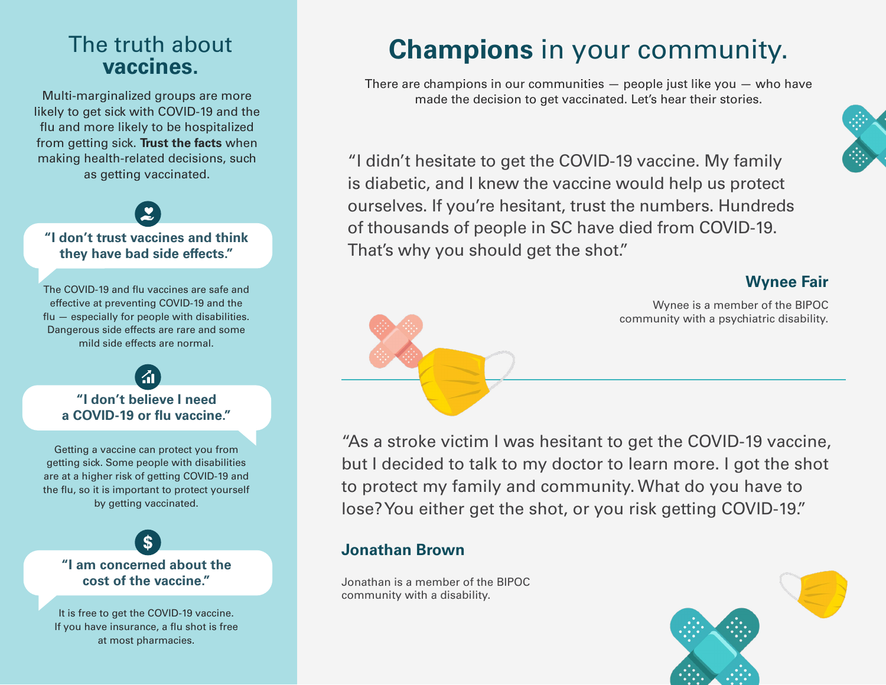## The truth about **vaccines.**

Multi-marginalized groups are more likely to get sick with COVID-19 and the flu and more likely to be hospitalized from getting sick. **Trust the facts** when making health-related decisions, such as getting vaccinated.

**"I don't trust vaccines and think they have bad side effects."**

The COVID-19 and flu vaccines are safe and effective at preventing COVID-19 and the flu — especially for people with disabilities. Dangerous side effects are rare and some mild side effects are normal.

**"I don't believe I need a COVID-19 or flu vaccine."**

Getting a vaccine can protect you from getting sick. Some people with disabilities are at a higher risk of getting COVID-19 and the flu, so it is important to protect yourself by getting vaccinated.

**"I am concerned about the cost of the vaccine."**

It is free to get the COVID-19 vaccine. If you have insurance, a flu shot is free at most pharmacies.

# **Champions** in your community.

There are champions in our communities — people just like you — who have made the decision to get vaccinated. Let's hear their stories.

"I didn't hesitate to get the COVID-19 vaccine. My family is diabetic, and I knew the vaccine would help us protect ourselves. If you're hesitant, trust the numbers. Hundreds of thousands of people in SC have died from COVID-19. That's why you should get the shot."

**Wynee Fair**

Wynee is a member of the BIPOC community with a psychiatric disability.

---

"As a stroke victim I was hesitant to get the COVID-19 vaccine, but I decided to talk to my doctor to learn more. I got the shot to protect my family and community. What do you have to lose? You either get the shot, or you risk getting COVID-19."

**Jonathan Brown**

Jonathan is a member of the BIPOC community with a disability.